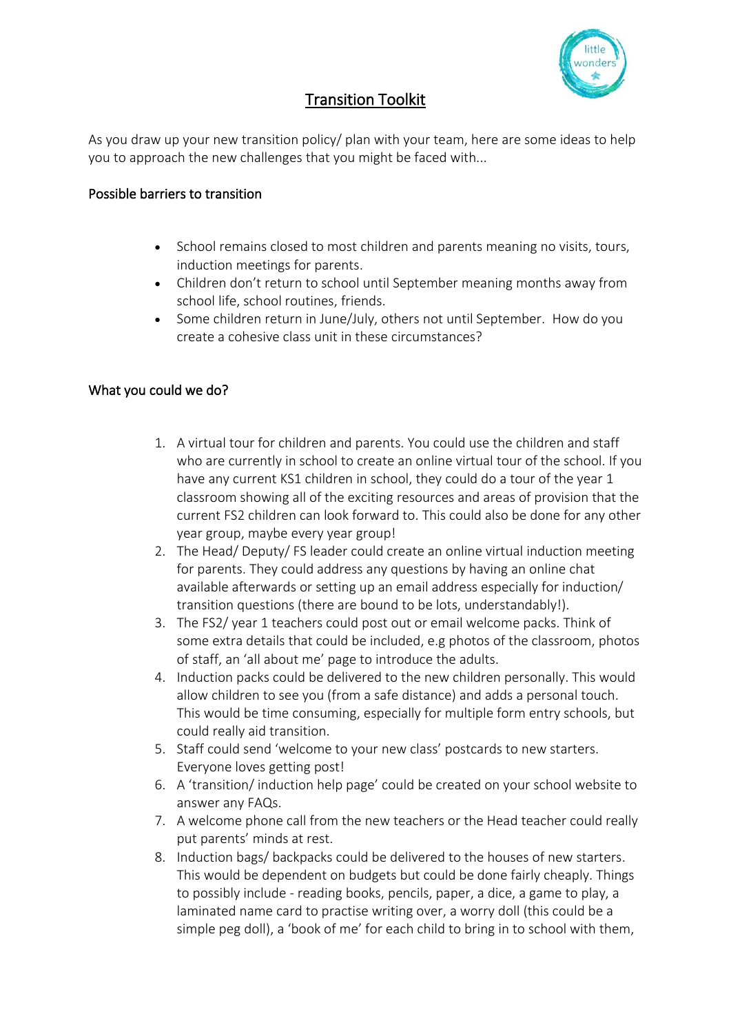# Transition Toolkit

As you draw up your new transition policy/ plan with your team, here are some ideas to help you to approach the new challenges that you might be faced with...

## Possible barriers to transition

- School remains closed to most children and parents meaning no visits, tours, induction meetings for parents.
- Children don't return to school until September meaning months away from school life, school routines, friends.
- Some children return in June/July, others not until September. How do you create a cohesive class unit in these circumstances?

## What you could we do?

1. A virtual tour for children and parents. You could use the children and staff who are currently in school to create an online virtual tour of the school. If you have any current KS1 children in school, they could do a tour of the year 1 classroom showing all of the exciting resources and areas of provision that the current FS2 children can look forward to. This could also be done for any other year group, maybe every year group!
2. The Head/ Deputy/ FS leader could create an online virtual induction meeting for parents. They could address any questions by having an online chat available afterwards or setting up an email address especially for induction/ transition questions (there are bound to be lots, understandably!).
3. The FS2/ year 1 teachers could post out or email welcome packs. Think of some extra details that could be included, e.g photos of the classroom, photos of staff, an 'all about me' page to introduce the adults.
4. Induction packs could be delivered to the new children personally. This would allow children to see you (from a safe distance) and adds a personal touch. This would be time consuming, especially for multiple form entry schools, but could really aid transition.
5. Staff could send 'welcome to your new class' postcards to new starters. Everyone loves getting post!
6. A 'transition/ induction help page' could be created on your school website to answer any FAQs.
7. A welcome phone call from the new teachers or the Head teacher could really put parents' minds at rest.
8. Induction bags/ backpacks could be delivered to the houses of new starters. This would be dependent on budgets but could be done fairly cheaply. Things to possibly include - reading books, pencils, paper, a dice, a game to play, a laminated name card to practise writing over, a worry doll (this could be a simple peg doll), a 'book of me' for each child to bring in to school with them,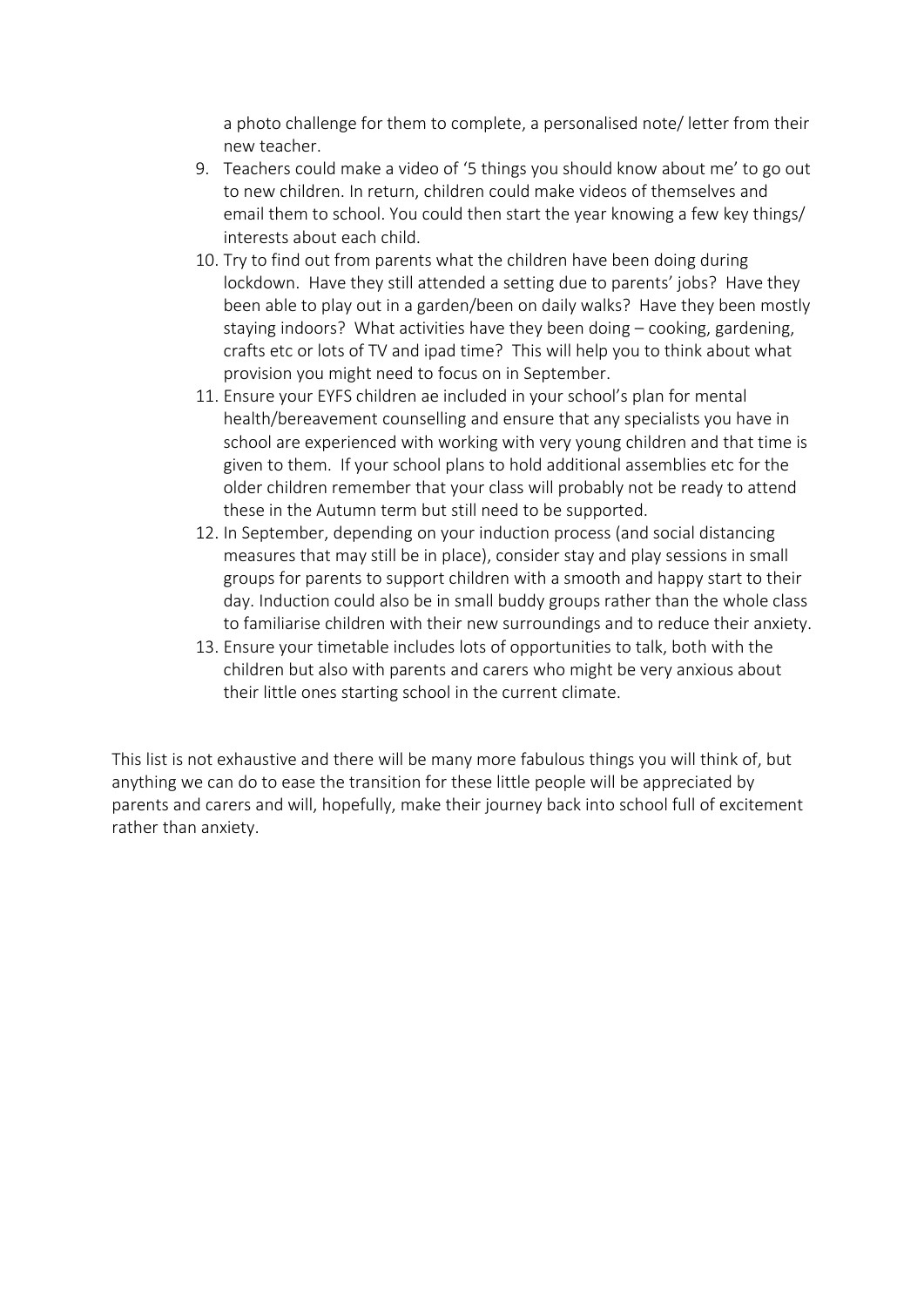a photo challenge for them to complete, a personalised note/ letter from their new teacher.

9. Teachers could make a video of '5 things you should know about me' to go out to new children. In return, children could make videos of themselves and email them to school. You could then start the year knowing a few key things/ interests about each child.
10. Try to find out from parents what the children have been doing during lockdown. Have they still attended a setting due to parents' jobs? Have they been able to play out in a garden/been on daily walks? Have they been mostly staying indoors? What activities have they been doing – cooking, gardening, crafts etc or lots of TV and ipad time? This will help you to think about what provision you might need to focus on in September.
11. Ensure your EYFS children ae included in your school's plan for mental health/bereavement counselling and ensure that any specialists you have in school are experienced with working with very young children and that time is given to them. If your school plans to hold additional assemblies etc for the older children remember that your class will probably not be ready to attend these in the Autumn term but still need to be supported.
12. In September, depending on your induction process (and social distancing measures that may still be in place), consider stay and play sessions in small groups for parents to support children with a smooth and happy start to their day. Induction could also be in small buddy groups rather than the whole class to familiarise children with their new surroundings and to reduce their anxiety.
13. Ensure your timetable includes lots of opportunities to talk, both with the children but also with parents and carers who might be very anxious about their little ones starting school in the current climate.

This list is not exhaustive and there will be many more fabulous things you will think of, but anything we can do to ease the transition for these little people will be appreciated by parents and carers and will, hopefully, make their journey back into school full of excitement rather than anxiety.